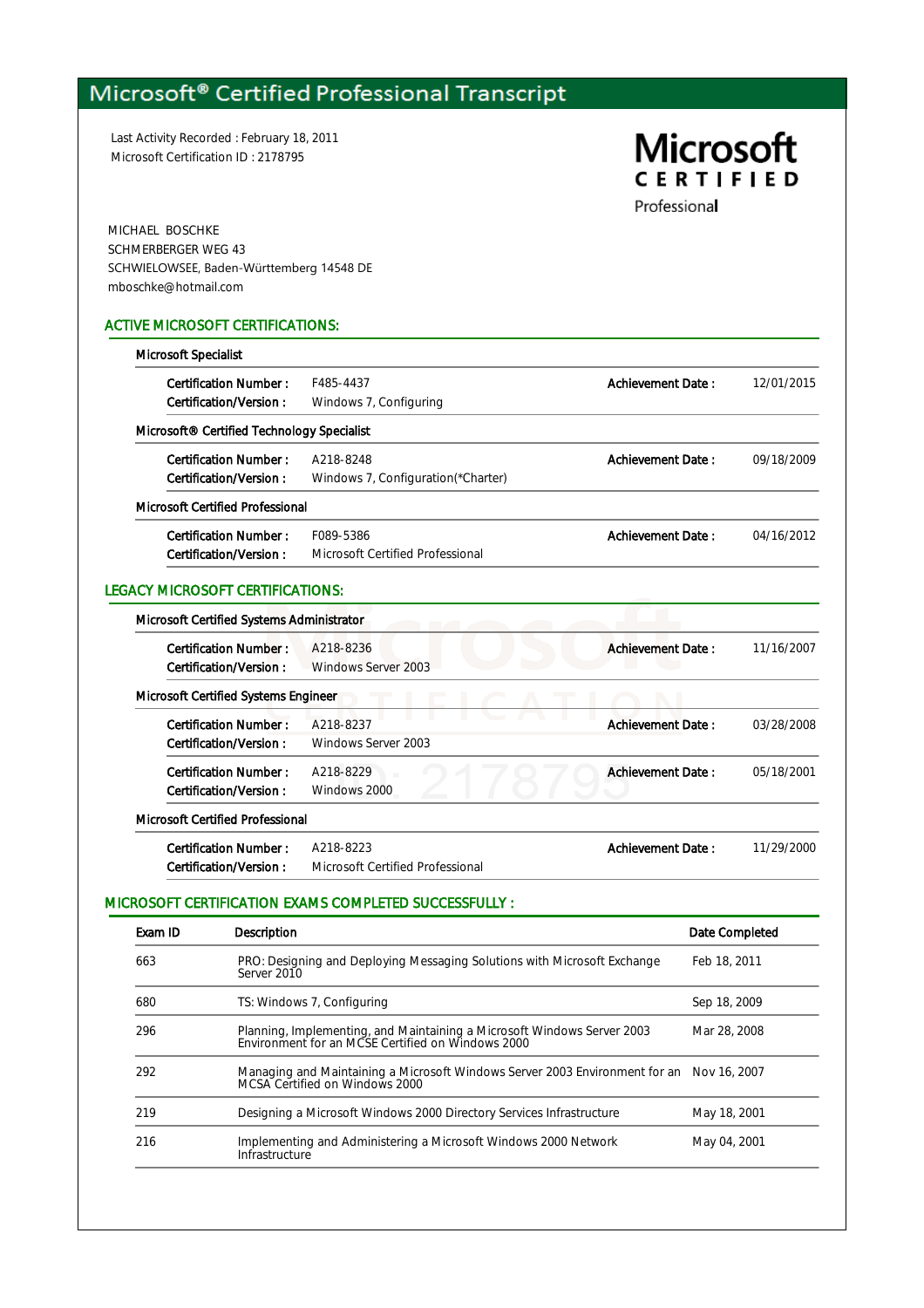# Microsoft® Certified Professional Transcript

Last Activity Recorded : February 18, 2011
Microsoft Certification ID : 2178795

**Microsoft CERTIFIED Professional**

MICHAEL BOSCHKE
SCHMERBERGER WEG 43
SCHWIELOWSEE, Baden-Württemberg 14548 DE
mboschke@hotmail.com

## ACTIVE MICROSOFT CERTIFICATIONS:

### Microsoft Specialist

**Certification Number :** F485-4437 **Achievement Date :** 12/01/2015
**Certification/Version :** Windows 7, Configuring

### Microsoft® Certified Technology Specialist

**Certification Number :** A218-8248 **Achievement Date :** 09/18/2009
**Certification/Version :** Windows 7, Configuration(*Charter)

### Microsoft Certified Professional

**Certification Number :** F089-5386 **Achievement Date :** 04/16/2012
**Certification/Version :** Microsoft Certified Professional

## LEGACY MICROSOFT CERTIFICATIONS:

### Microsoft Certified Systems Administrator

**Certification Number :** A218-8236 **Achievement Date :** 11/16/2007
**Certification/Version :** Windows Server 2003

### Microsoft Certified Systems Engineer

**Certification Number :** A218-8237 **Achievement Date :** 03/28/2008
**Certification/Version :** Windows Server 2003

**Certification Number :** A218-8229 **Achievement Date :** 05/18/2001
**Certification/Version :** Windows 2000

### Microsoft Certified Professional

**Certification Number :** A218-8223 **Achievement Date :** 11/29/2000
**Certification/Version :** Microsoft Certified Professional

## MICROSOFT CERTIFICATION EXAMS COMPLETED SUCCESSFULLY :

| Exam ID | Description | Date Completed |
|---|---|---|
| 663 | PRO: Designing and Deploying Messaging Solutions with Microsoft Exchange Server 2010 | Feb 18, 2011 |
| 680 | TS: Windows 7, Configuring | Sep 18, 2009 |
| 296 | Planning, Implementing, and Maintaining a Microsoft Windows Server 2003 Environment for an MCSE Certified on Windows 2000 | Mar 28, 2008 |
| 292 | Managing and Maintaining a Microsoft Windows Server 2003 Environment for an MCSA Certified on Windows 2000 | Nov 16, 2007 |
| 219 | Designing a Microsoft Windows 2000 Directory Services Infrastructure | May 18, 2001 |
| 216 | Implementing and Administering a Microsoft Windows 2000 Network Infrastructure | May 04, 2001 |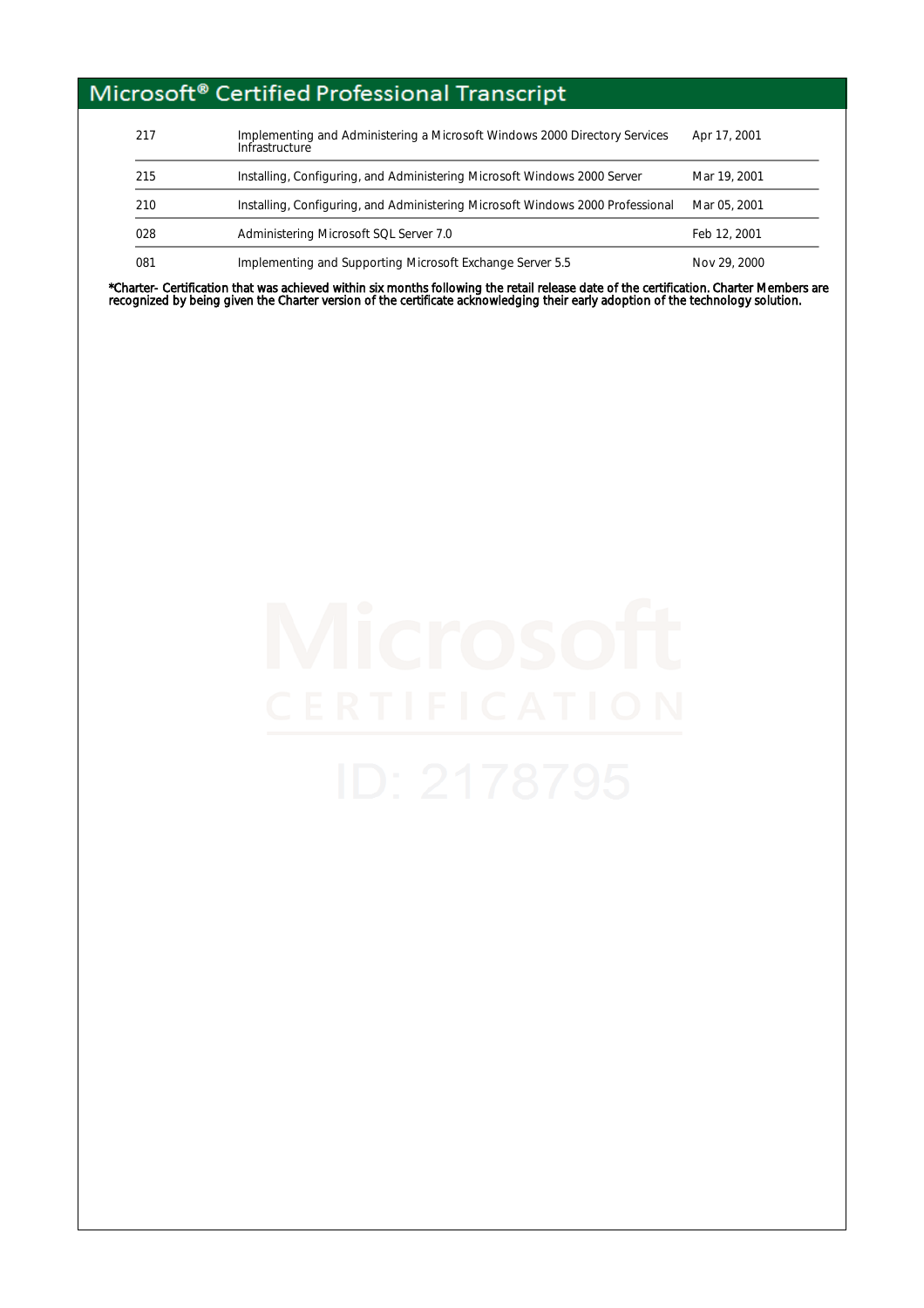# Microsoft® Certified Professional Transcript

| | | |
|---|---|---|
| 217 | Implementing and Administering a Microsoft Windows 2000 Directory Services Infrastructure | Apr 17, 2001 |
| 215 | Installing, Configuring, and Administering Microsoft Windows 2000 Server | Mar 19, 2001 |
| 210 | Installing, Configuring, and Administering Microsoft Windows 2000 Professional | Mar 05, 2001 |
| 028 | Administering Microsoft SQL Server 7.0 | Feb 12, 2001 |
| 081 | Implementing and Supporting Microsoft Exchange Server 5.5 | Nov 29, 2000 |

*Charter- Certification that was achieved within six months following the retail release date of the certification. Charter Members are recognized by being given the Charter version of the certificate acknowledging their early adoption of the technology solution.

Microsoft CERTIFICATION

ID: 2178795